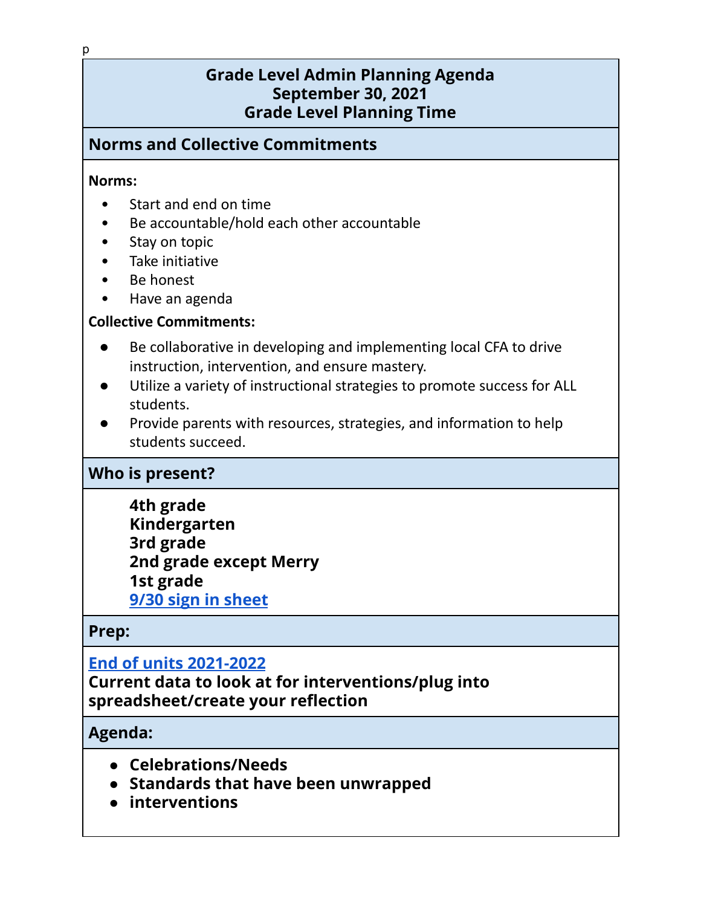p

# Grade Level Admin Planning Agenda
## September 30, 2021
## Grade Level Planning Time

## Norms and Collective Commitments

**Norms:**

- Start and end on time
- Be accountable/hold each other accountable
- Stay on topic
- Take initiative
- Be honest
- Have an agenda

**Collective Commitments:**

- Be collaborative in developing and implementing local CFA to drive instruction, intervention, and ensure mastery.
- Utilize a variety of instructional strategies to promote success for ALL students.
- Provide parents with resources, strategies, and information to help students succeed.

## Who is present?

**4th grade**
**Kindergarten**
**3rd grade**
**2nd grade except Merry**
**1st grade**
**9/30 sign in sheet**

## Prep:

**End of units 2021-2022**
**Current data to look at for interventions/plug into spreadsheet/create your reflection**

## Agenda:

- **Celebrations/Needs**
- **Standards that have been unwrapped**
- **interventions**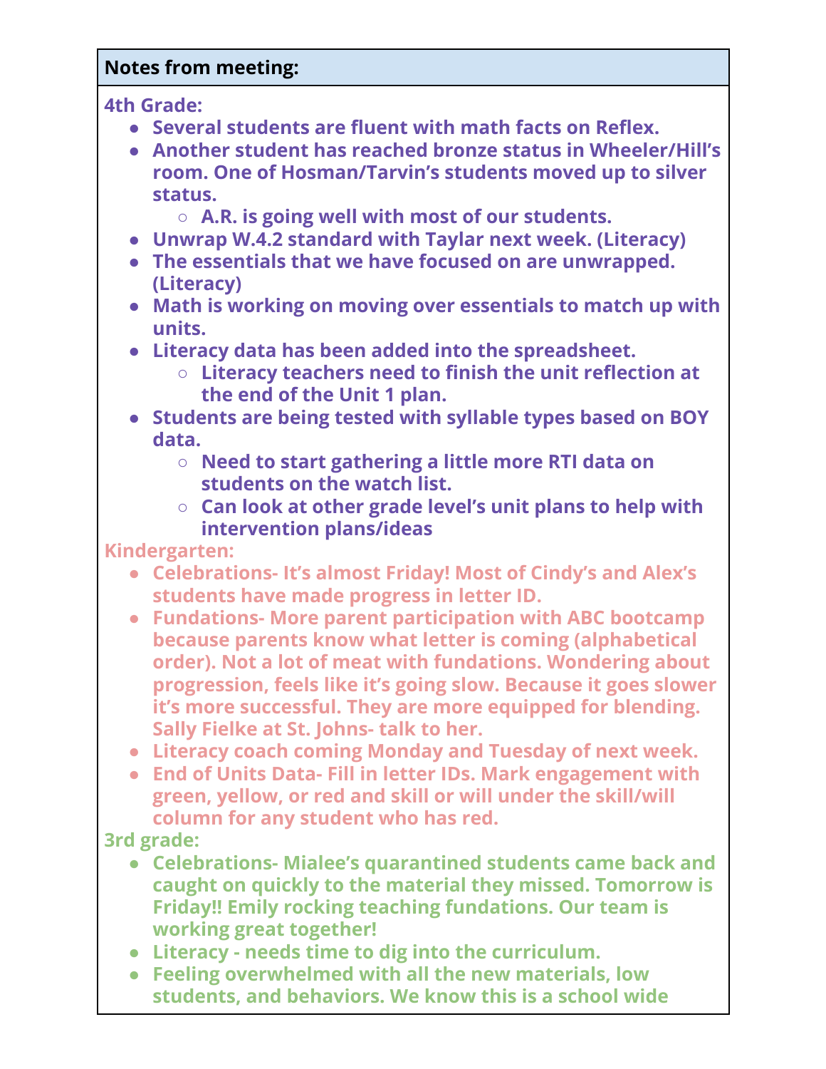| Notes from meeting: |
| --- |
| **4th Grade:**<br>• **Several students are fluent with math facts on Reflex.**<br>• **Another student has reached bronze status in Wheeler/Hill's room. One of Hosman/Tarvin's students moved up to silver status.**<br>&nbsp;&nbsp;&nbsp;&nbsp;○ **A.R. is going well with most of our students.**<br>• **Unwrap W.4.2 standard with Taylar next week. (Literacy)**<br>• **The essentials that we have focused on are unwrapped. (Literacy)**<br>• **Math is working on moving over essentials to match up with units.**<br>• **Literacy data has been added into the spreadsheet.**<br>&nbsp;&nbsp;&nbsp;&nbsp;○ **Literacy teachers need to finish the unit reflection at the end of the Unit 1 plan.**<br>• **Students are being tested with syllable types based on BOY data.**<br>&nbsp;&nbsp;&nbsp;&nbsp;○ **Need to start gathering a little more RTI data on students on the watch list.**<br>&nbsp;&nbsp;&nbsp;&nbsp;○ **Can look at other grade level's unit plans to help with intervention plans/ideas**<br>**Kindergarten:**<br>• **Celebrations- It's almost Friday! Most of Cindy's and Alex's students have made progress in letter ID.**<br>• **Fundations- More parent participation with ABC bootcamp because parents know what letter is coming (alphabetical order). Not a lot of meat with fundations. Wondering about progression, feels like it's going slow. Because it goes slower it's more successful. They are more equipped for blending. Sally Fielke at St. Johns- talk to her.**<br>• **Literacy coach coming Monday and Tuesday of next week.**<br>• **End of Units Data- Fill in letter IDs. Mark engagement with green, yellow, or red and skill or will under the skill/will column for any student who has red.**<br>**3rd grade:**<br>• **Celebrations- Mialee's quarantined students came back and caught on quickly to the material they missed. Tomorrow is Friday!! Emily rocking teaching fundations. Our team is working great together!**<br>• **Literacy - needs time to dig into the curriculum.**<br>• **Feeling overwhelmed with all the new materials, low students, and behaviors. We know this is a school wide** |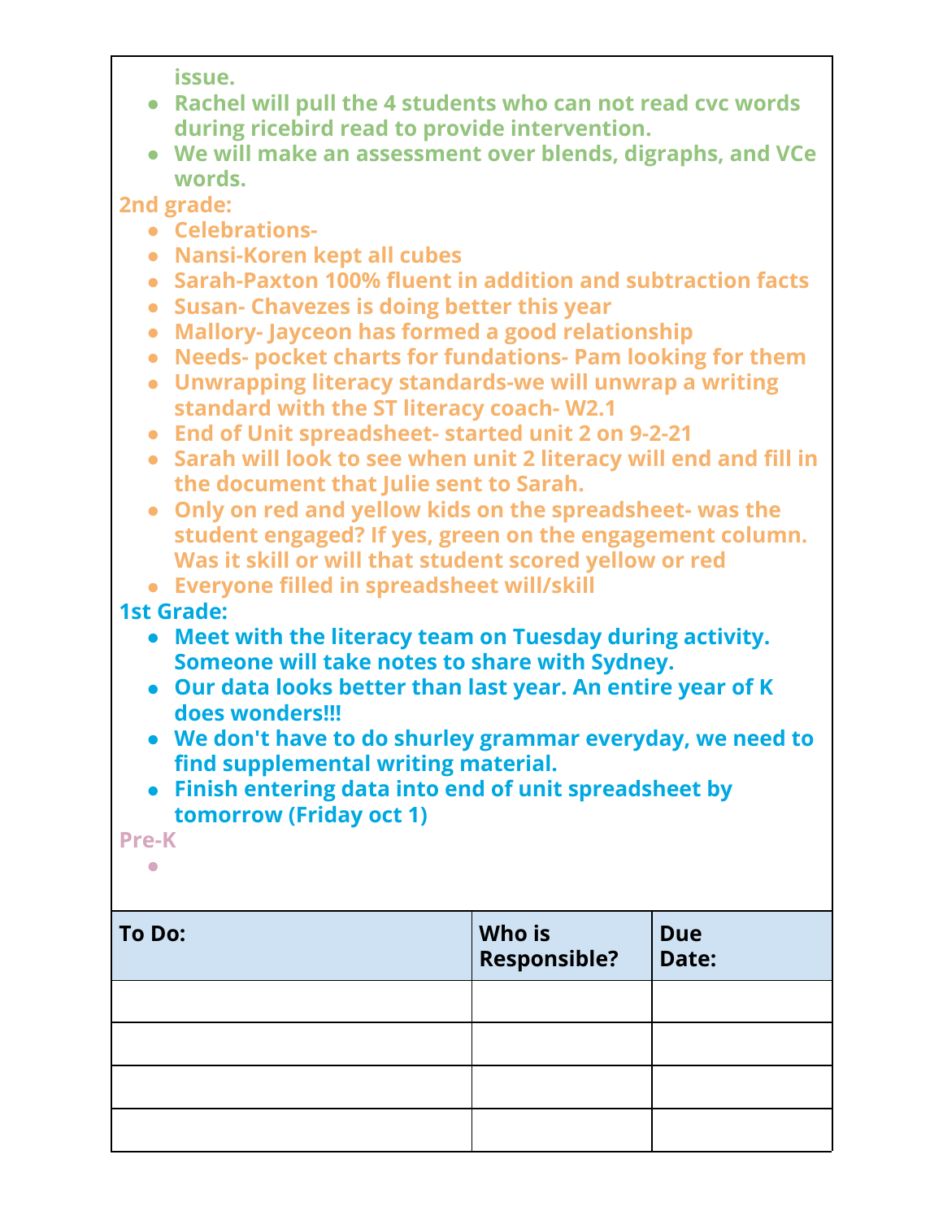issue.

- **Rachel will pull the 4 students who can not read cvc words during ricebird read to provide intervention.**
- **We will make an assessment over blends, digraphs, and VCe words.**

**2nd grade:**

- **Celebrations-**
- **Nansi-Koren kept all cubes**
- **Sarah-Paxton 100% fluent in addition and subtraction facts**
- **Susan- Chavezes is doing better this year**
- **Mallory- Jayceon has formed a good relationship**
- **Needs- pocket charts for fundations- Pam looking for them**
- **Unwrapping literacy standards-we will unwrap a writing standard with the ST literacy coach- W2.1**
- **End of Unit spreadsheet- started unit 2 on 9-2-21**
- **Sarah will look to see when unit 2 literacy will end and fill in the document that Julie sent to Sarah.**
- **Only on red and yellow kids on the spreadsheet- was the student engaged? If yes, green on the engagement column. Was it skill or will that student scored yellow or red**
- **Everyone filled in spreadsheet will/skill**

**1st Grade:**

- **Meet with the literacy team on Tuesday during activity. Someone will take notes to share with Sydney.**
- **Our data looks better than last year. An entire year of K does wonders!!!**
- **We don't have to do shurley grammar everyday, we need to find supplemental writing material.**
- **Finish entering data into end of unit spreadsheet by tomorrow (Friday oct 1)**

**Pre-K**

- 

| To Do: | Who is Responsible? | Due Date: |
|---|---|---|
| | | |
| | | |
| | | |
| | | |